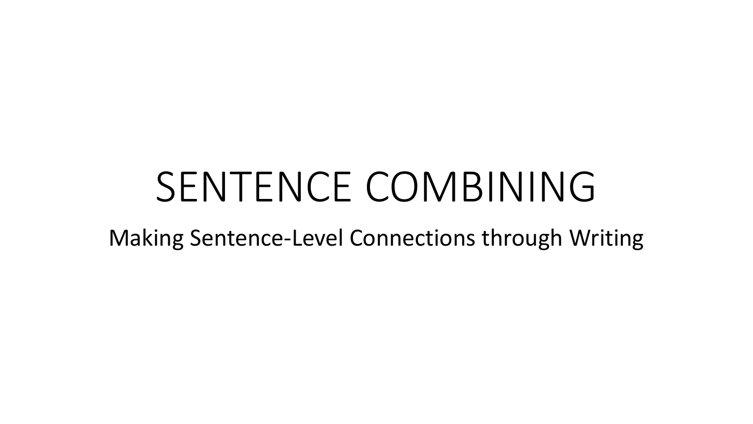# SENTENCE COMBINING

Making Sentence-Level Connections through Writing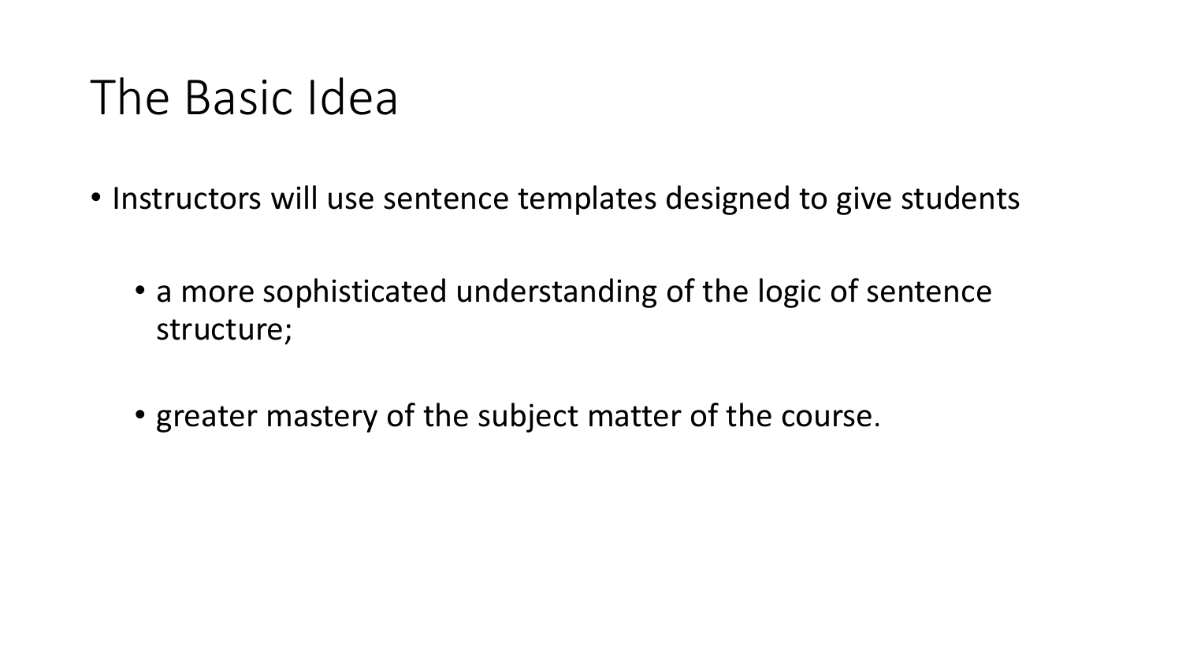# The Basic Idea

- Instructors will use sentence templates designed to give students
  - a more sophisticated understanding of the logic of sentence structure;
  - greater mastery of the subject matter of the course.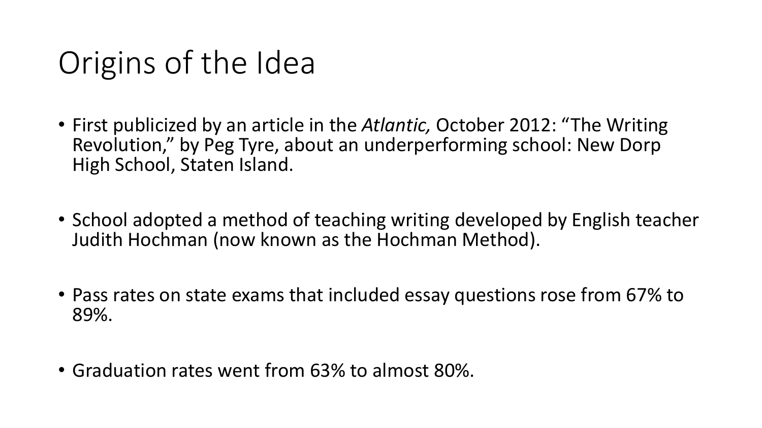# Origins of the Idea

- First publicized by an article in the *Atlantic,* October 2012: "The Writing Revolution," by Peg Tyre, about an underperforming school: New Dorp High School, Staten Island.

- School adopted a method of teaching writing developed by English teacher Judith Hochman (now known as the Hochman Method).

- Pass rates on state exams that included essay questions rose from 67% to 89%.

- Graduation rates went from 63% to almost 80%.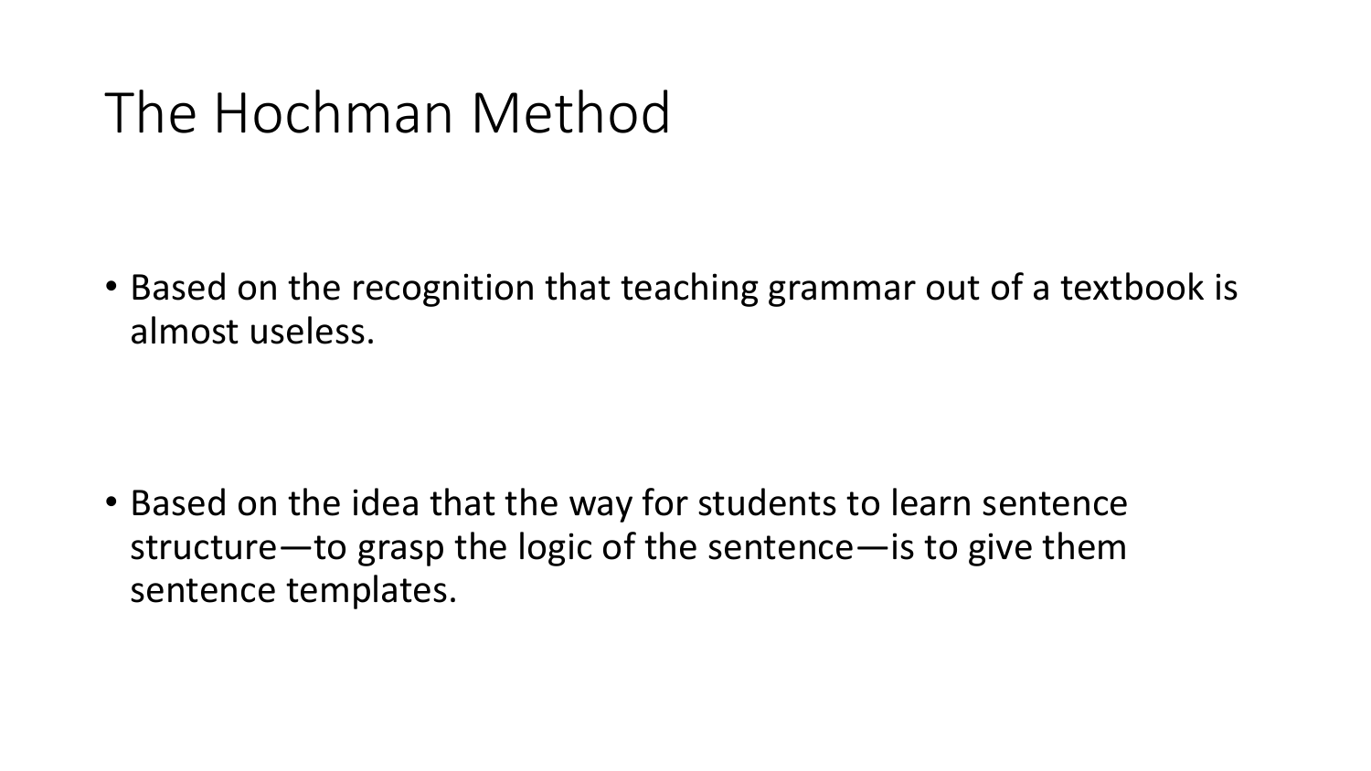# The Hochman Method

- Based on the recognition that teaching grammar out of a textbook is almost useless.

- Based on the idea that the way for students to learn sentence structure—to grasp the logic of the sentence—is to give them sentence templates.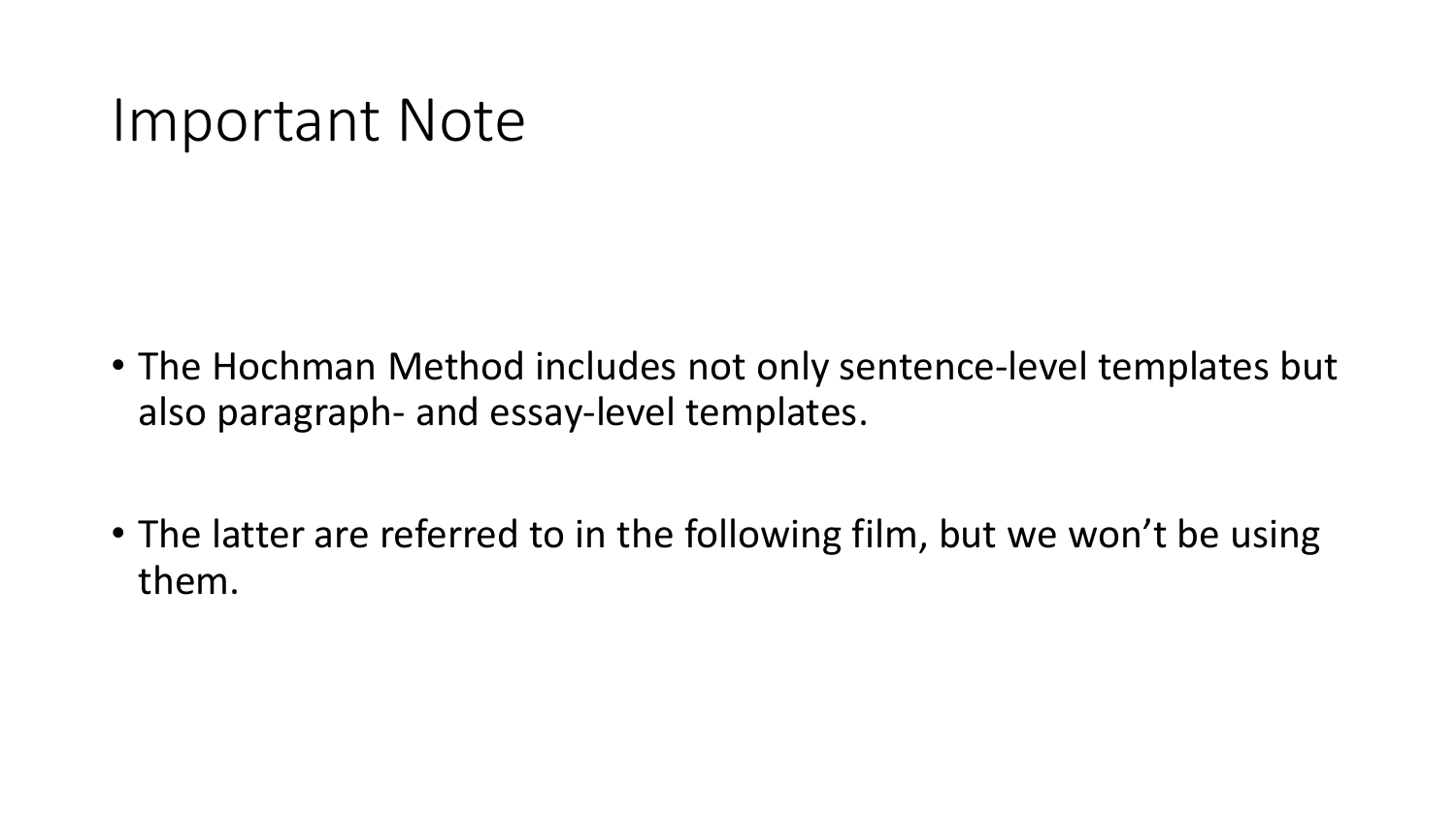# Important Note

- The Hochman Method includes not only sentence-level templates but also paragraph- and essay-level templates.
- The latter are referred to in the following film, but we won't be using them.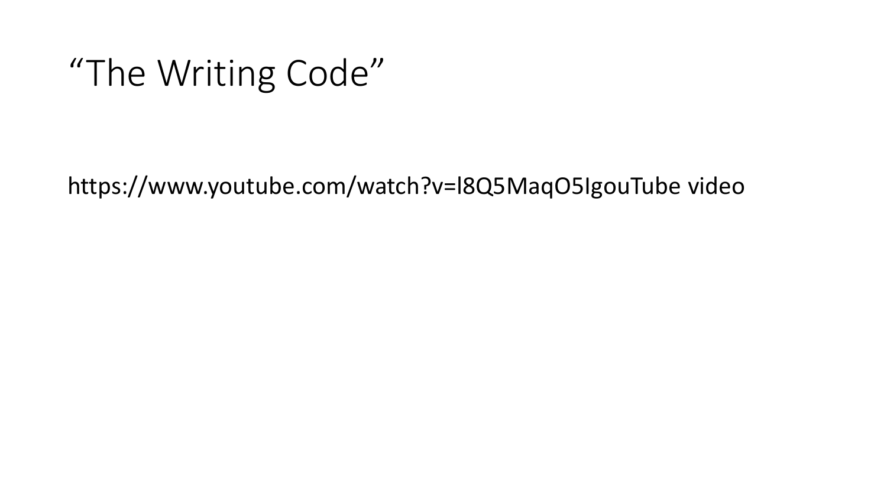# “The Writing Code”

https://www.youtube.com/watch?v=l8Q5MaqO5IgouTube video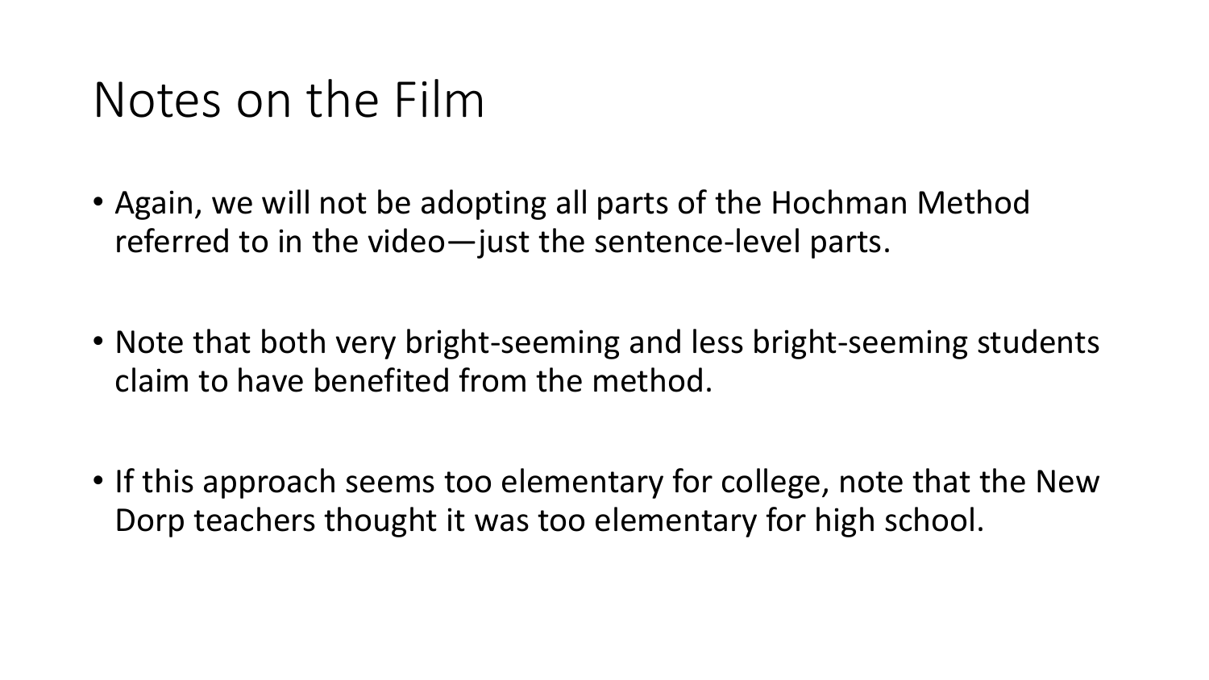# Notes on the Film

- Again, we will not be adopting all parts of the Hochman Method referred to in the video—just the sentence-level parts.
- Note that both very bright-seeming and less bright-seeming students claim to have benefited from the method.
- If this approach seems too elementary for college, note that the New Dorp teachers thought it was too elementary for high school.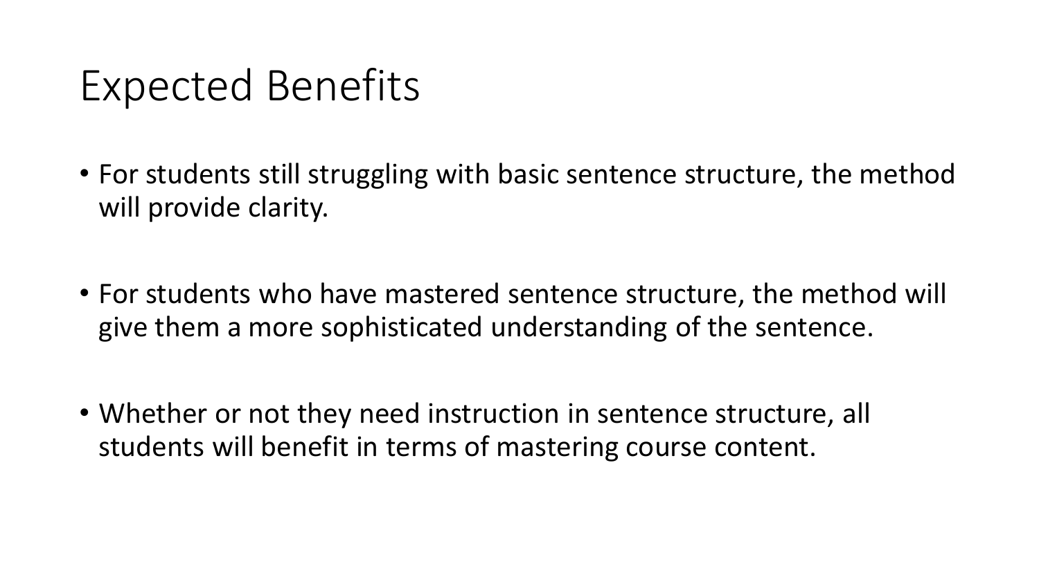# Expected Benefits

- For students still struggling with basic sentence structure, the method will provide clarity.
- For students who have mastered sentence structure, the method will give them a more sophisticated understanding of the sentence.
- Whether or not they need instruction in sentence structure, all students will benefit in terms of mastering course content.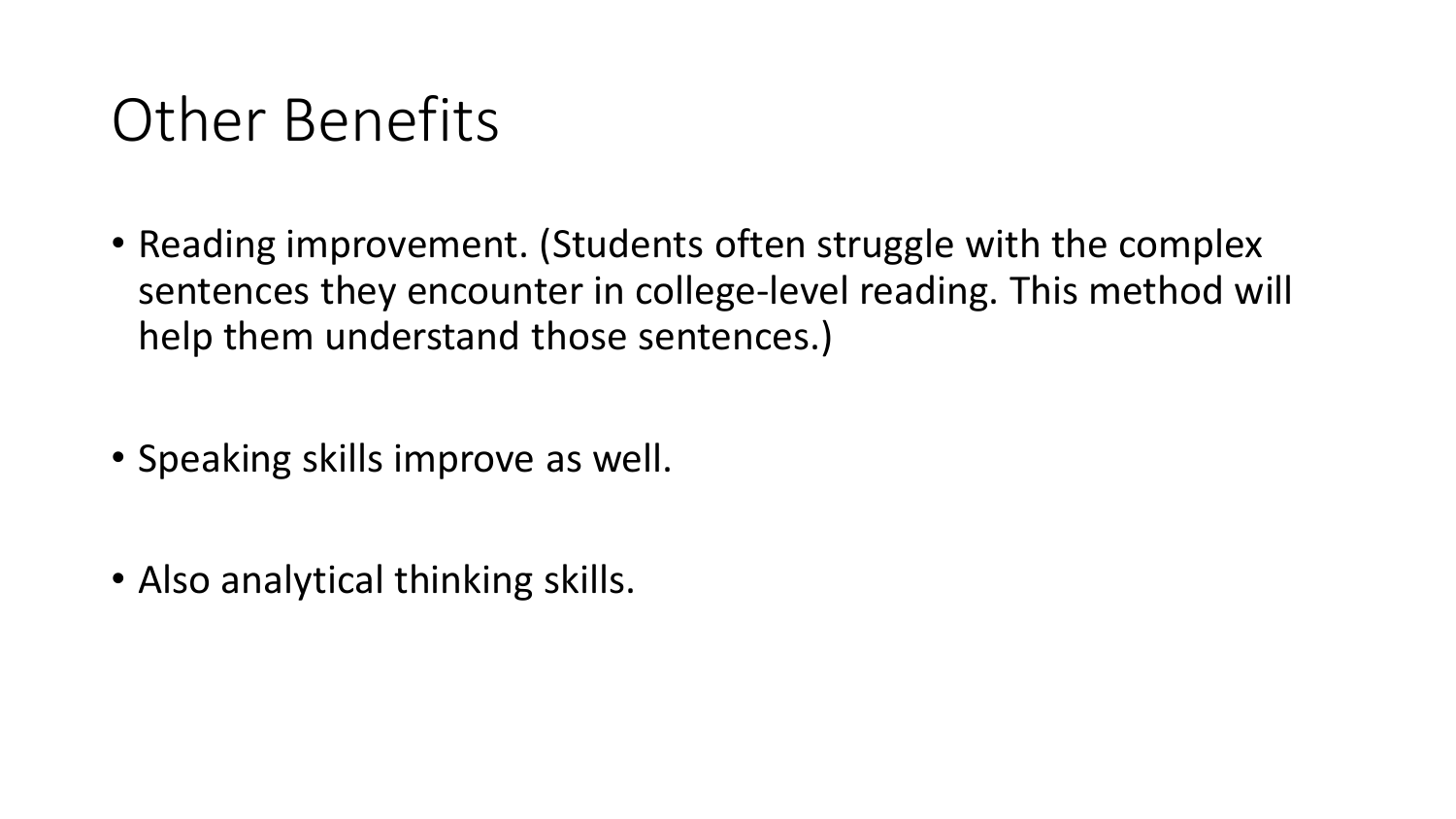# Other Benefits

- Reading improvement. (Students often struggle with the complex sentences they encounter in college-level reading. This method will help them understand those sentences.)
- Speaking skills improve as well.
- Also analytical thinking skills.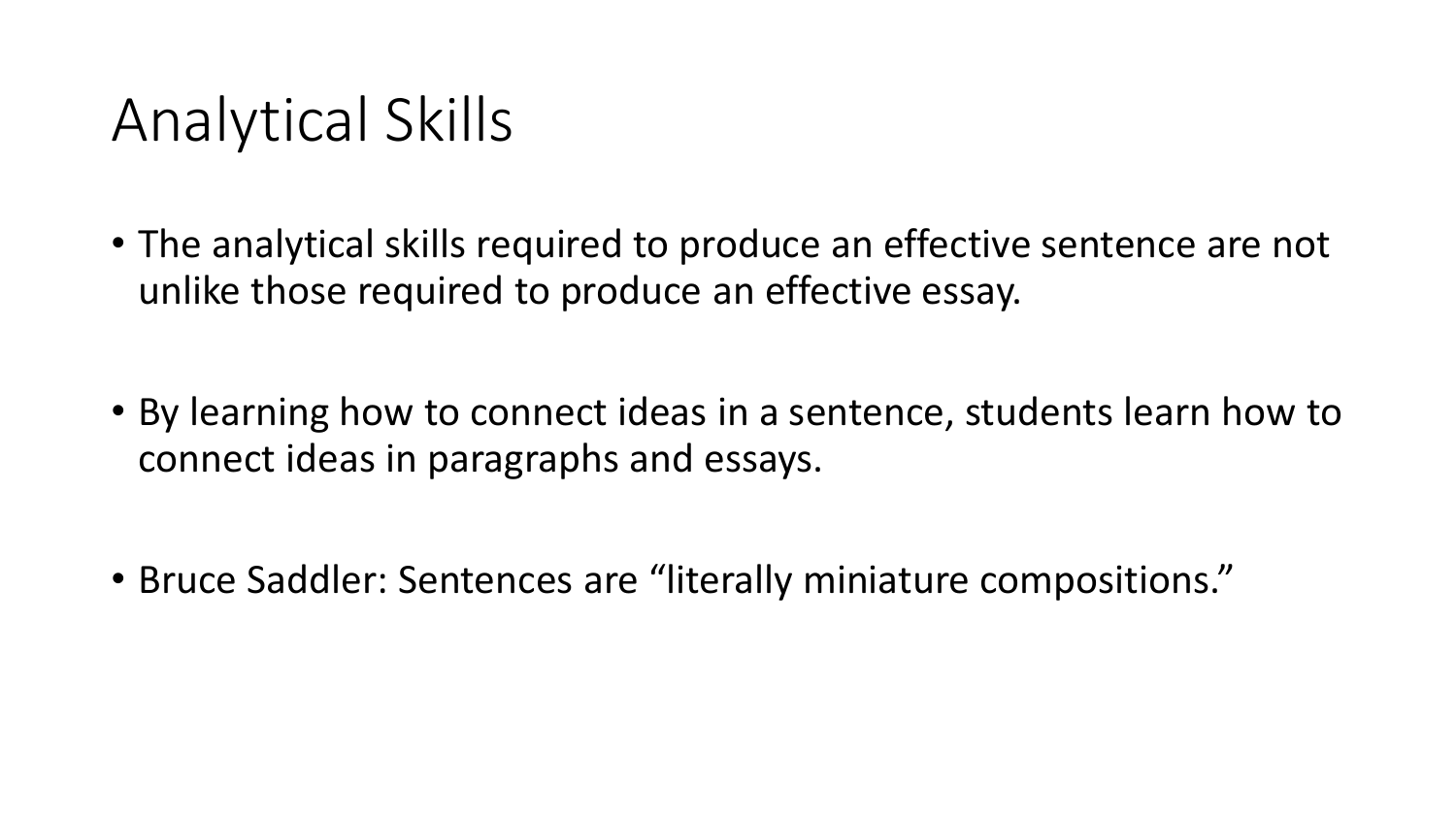# Analytical Skills

- The analytical skills required to produce an effective sentence are not unlike those required to produce an effective essay.
- By learning how to connect ideas in a sentence, students learn how to connect ideas in paragraphs and essays.
- Bruce Saddler: Sentences are "literally miniature compositions."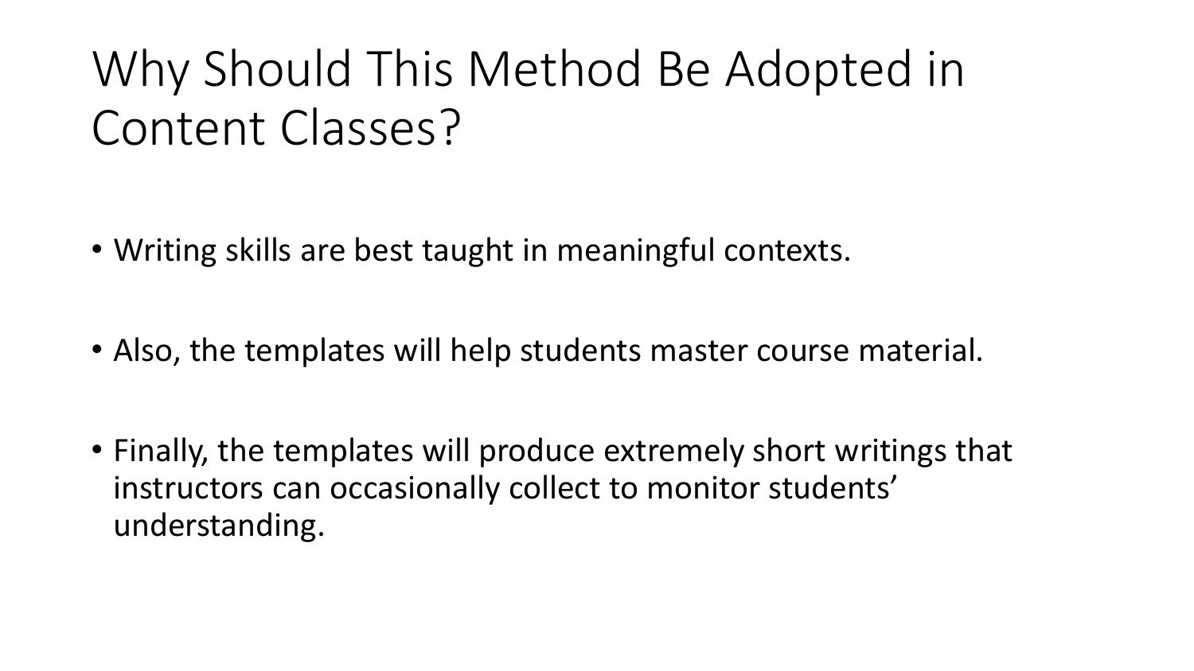# Why Should This Method Be Adopted in Content Classes?

- Writing skills are best taught in meaningful contexts.
- Also, the templates will help students master course material.
- Finally, the templates will produce extremely short writings that instructors can occasionally collect to monitor students' understanding.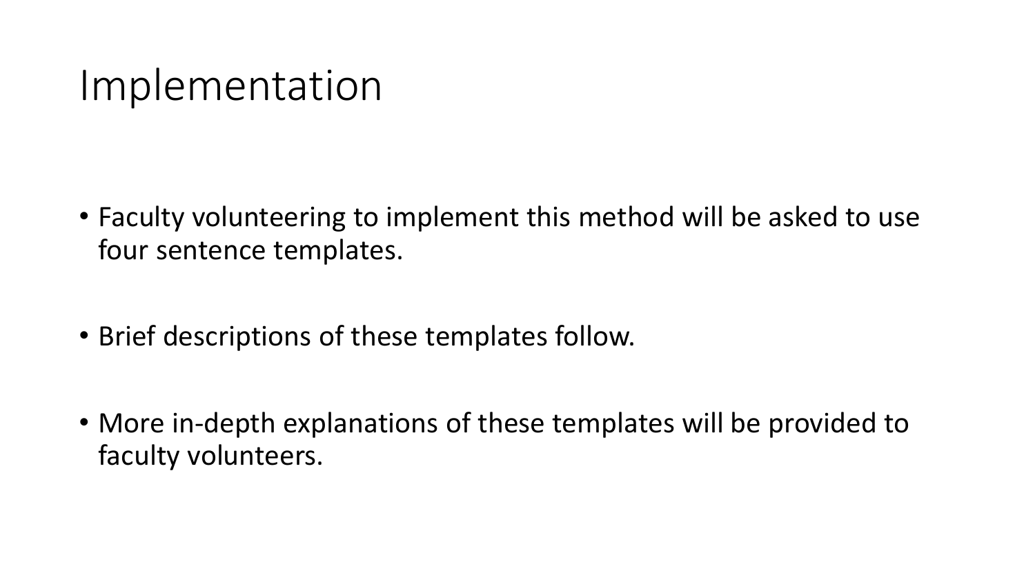# Implementation

- Faculty volunteering to implement this method will be asked to use four sentence templates.
- Brief descriptions of these templates follow.
- More in-depth explanations of these templates will be provided to faculty volunteers.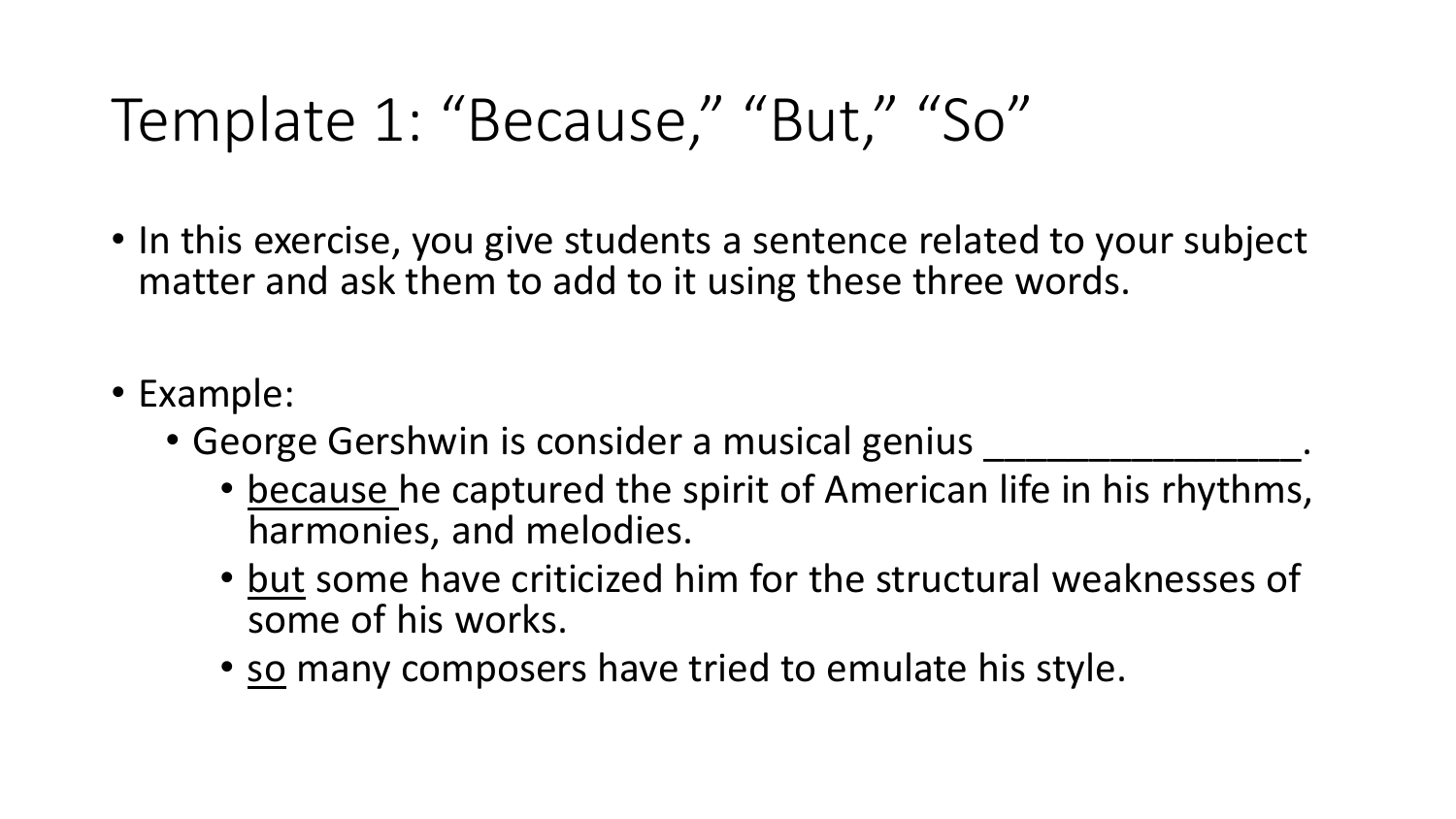# Template 1: “Because,” “But,” “So”

- In this exercise, you give students a sentence related to your subject matter and ask them to add to it using these three words.

- Example:
  - George Gershwin is consider a musical genius _______________.
    - <u>because</u> he captured the spirit of American life in his rhythms, harmonies, and melodies.
    - <u>but</u> some have criticized him for the structural weaknesses of some of his works.
    - <u>so</u> many composers have tried to emulate his style.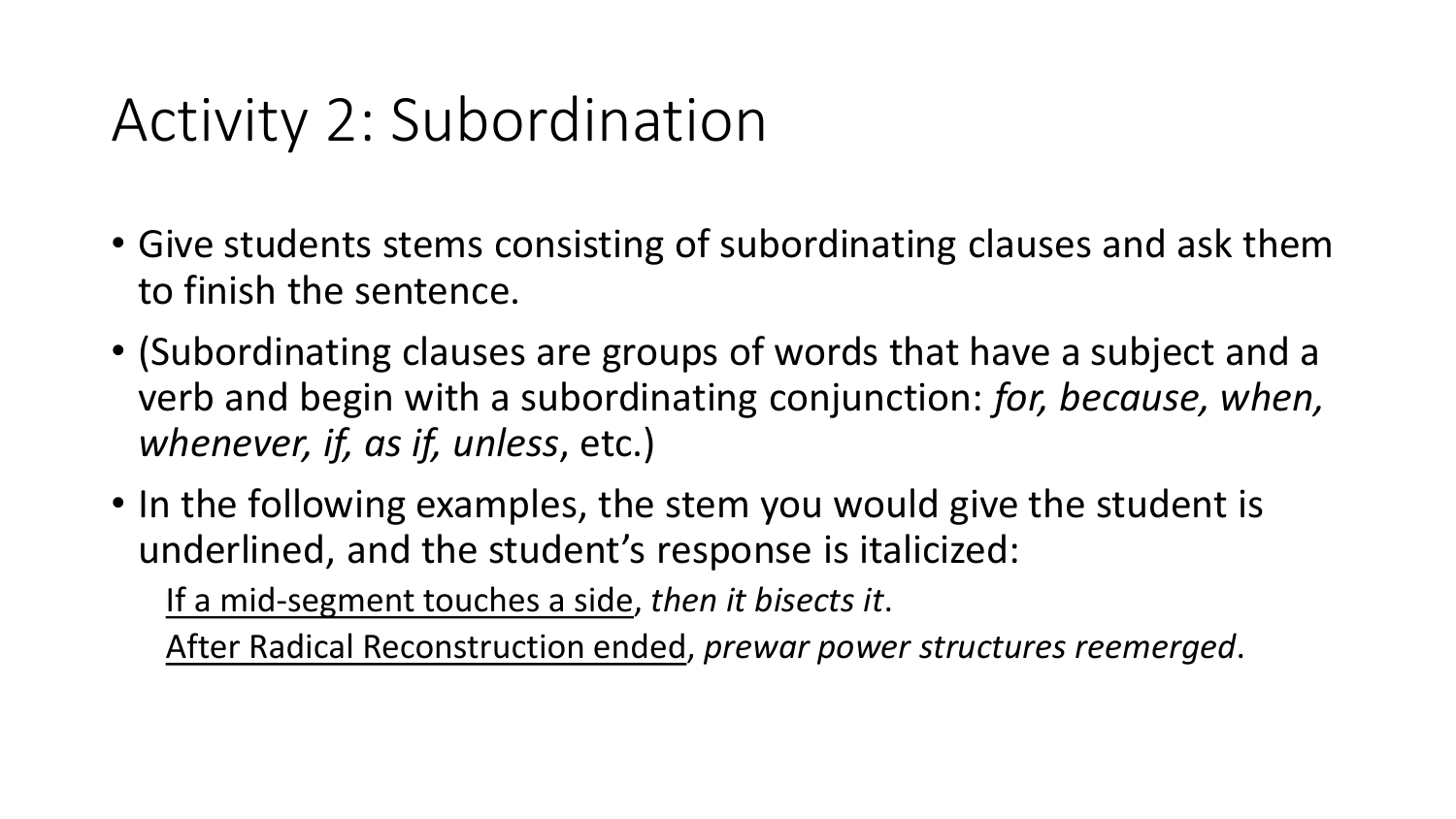# Activity 2: Subordination

- Give students stems consisting of subordinating clauses and ask them to finish the sentence.
- (Subordinating clauses are groups of words that have a subject and a verb and begin with a subordinating conjunction: *for, because, when, whenever, if, as if, unless*, etc.)
- In the following examples, the stem you would give the student is underlined, and the student's response is italicized:

  <u>If a mid-segment touches a side</u>, *then it bisects it*.

  <u>After Radical Reconstruction ended</u>, *prewar power structures reemerged*.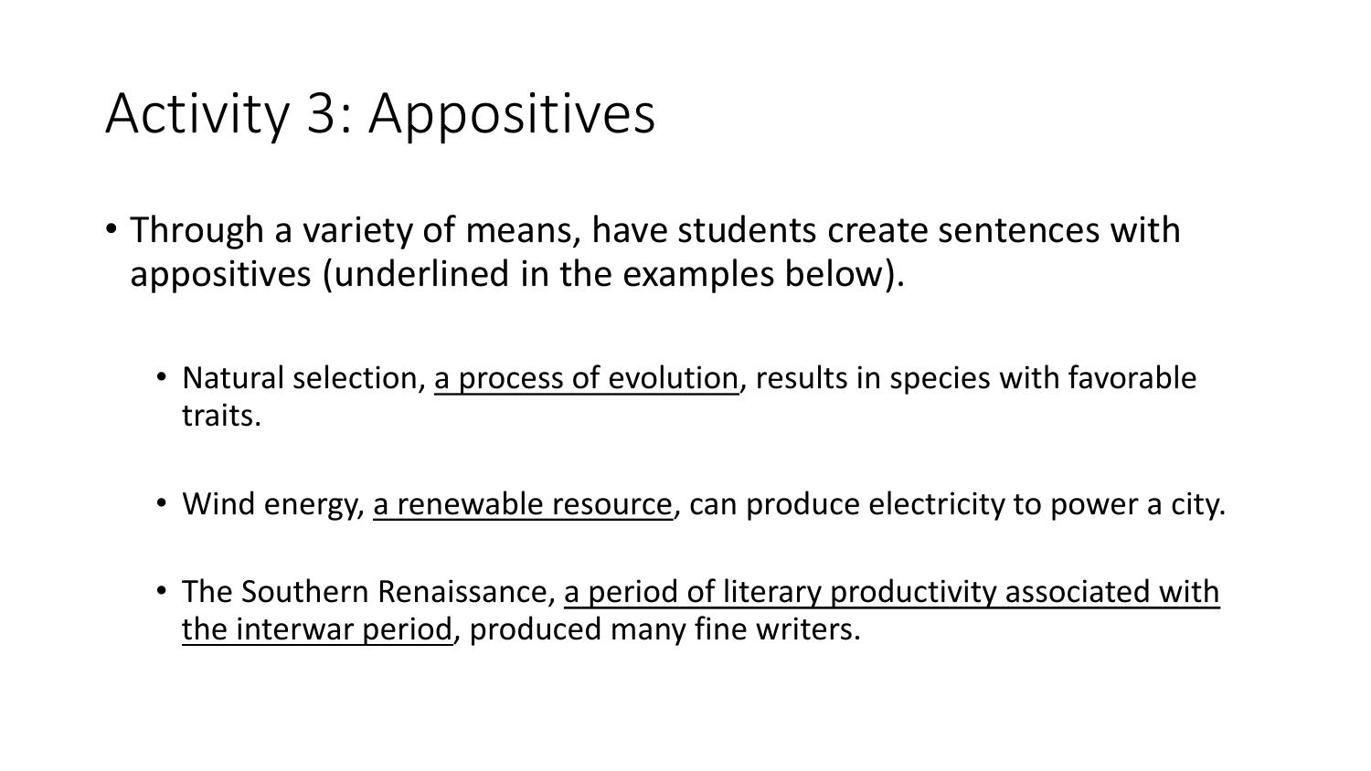# Activity 3: Appositives

- Through a variety of means, have students create sentences with appositives (underlined in the examples below).
  - Natural selection, <u>a process of evolution</u>, results in species with favorable traits.
  - Wind energy, <u>a renewable resource</u>, can produce electricity to power a city.
  - The Southern Renaissance, <u>a period of literary productivity associated with the interwar period</u>, produced many fine writers.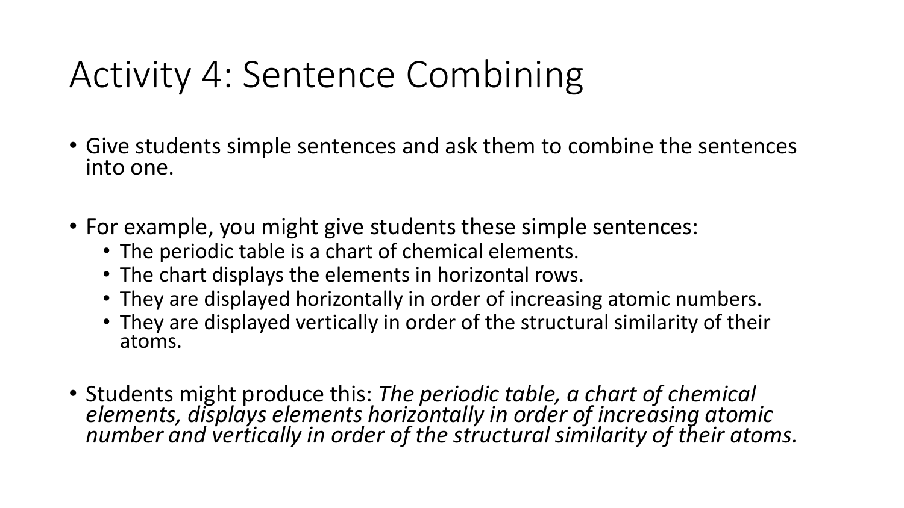# Activity 4: Sentence Combining

- Give students simple sentences and ask them to combine the sentences into one.
- For example, you might give students these simple sentences:
  - The periodic table is a chart of chemical elements.
  - The chart displays the elements in horizontal rows.
  - They are displayed horizontally in order of increasing atomic numbers.
  - They are displayed vertically in order of the structural similarity of their atoms.
- Students might produce this: *The periodic table, a chart of chemical elements, displays elements horizontally in order of increasing atomic number and vertically in order of the structural similarity of their atoms.*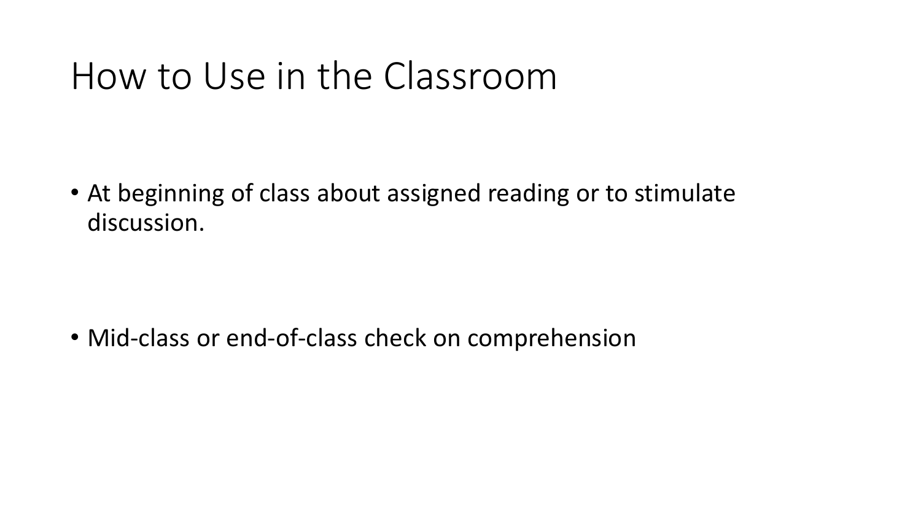# How to Use in the Classroom

- At beginning of class about assigned reading or to stimulate discussion.

- Mid-class or end-of-class check on comprehension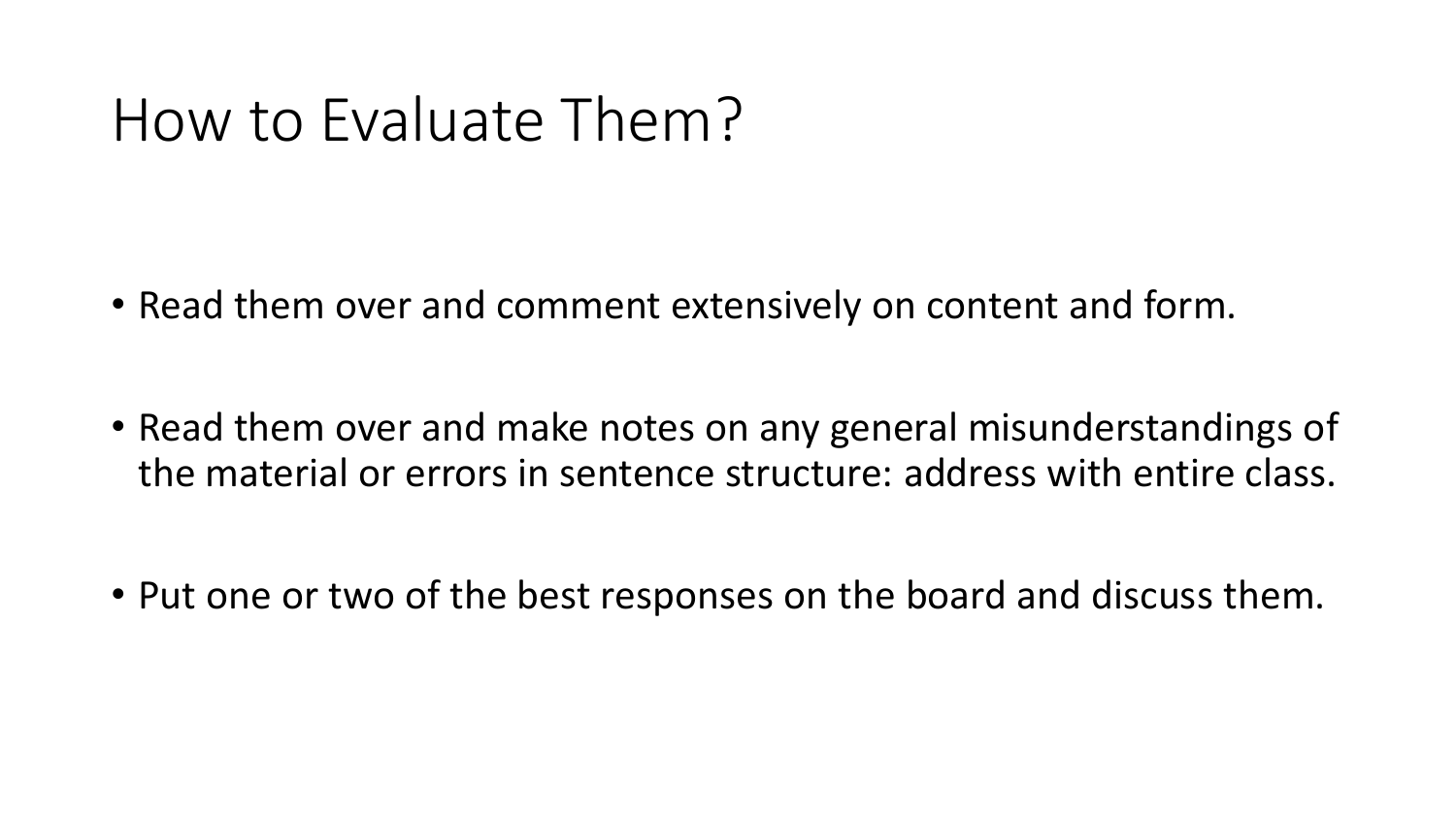# How to Evaluate Them?

- Read them over and comment extensively on content and form.
- Read them over and make notes on any general misunderstandings of the material or errors in sentence structure: address with entire class.
- Put one or two of the best responses on the board and discuss them.